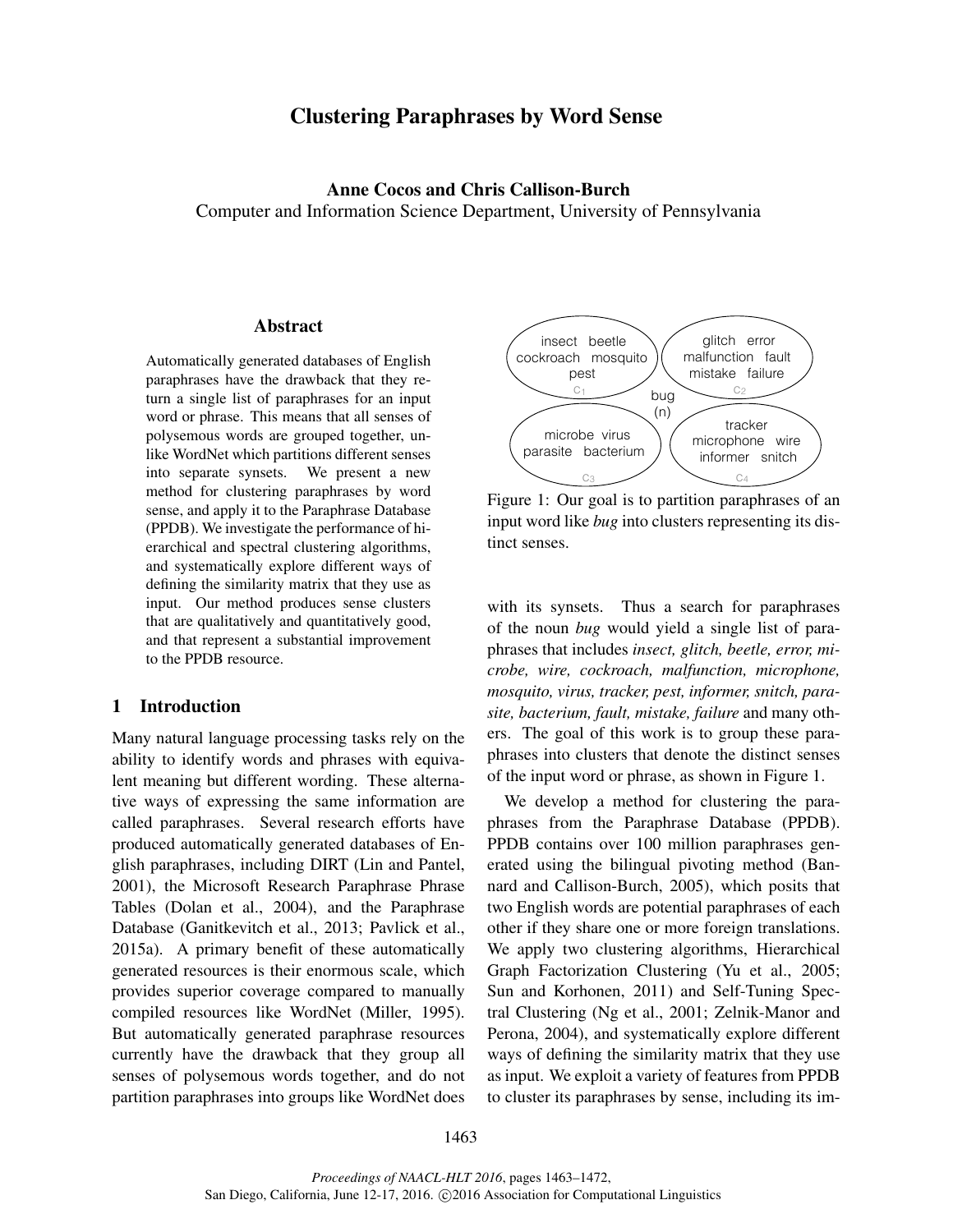# Clustering Paraphrases by Word Sense

**Anne Cocos and Chris Callison-Burch**
Computer and Information Science Department, University of Pennsylvania

## Abstract

Automatically generated databases of English paraphrases have the drawback that they return a single list of paraphrases for an input word or phrase. This means that all senses of polysemous words are grouped together, unlike WordNet which partitions different senses into separate synsets. We present a new method for clustering paraphrases by word sense, and apply it to the Paraphrase Database (PPDB). We investigate the performance of hierarchical and spectral clustering algorithms, and systematically explore different ways of defining the similarity matrix that they use as input. Our method produces sense clusters that are qualitatively and quantitatively good, and that represent a substantial improvement to the PPDB resource.

## 1 Introduction

Many natural language processing tasks rely on the ability to identify words and phrases with equivalent meaning but different wording. These alternative ways of expressing the same information are called paraphrases. Several research efforts have produced automatically generated databases of English paraphrases, including DIRT (Lin and Pantel, 2001), the Microsoft Research Paraphrase Phrase Tables (Dolan et al., 2004), and the Paraphrase Database (Ganitkevitch et al., 2013; Pavlick et al., 2015a). A primary benefit of these automatically generated resources is their enormous scale, which provides superior coverage compared to manually compiled resources like WordNet (Miller, 1995). But automatically generated paraphrase resources currently have the drawback that they group all senses of polysemous words together, and do not partition paraphrases into groups like WordNet does with its synsets. Thus a search for paraphrases of the noun *bug* would yield a single list of paraphrases that includes *insect, glitch, beetle, error, microbe, wire, cockroach, malfunction, microphone, mosquito, virus, tracker, pest, informer, snitch, parasite, bacterium, fault, mistake, failure* and many others. The goal of this work is to group these paraphrases into clusters that denote the distinct senses of the input word or phrase, as shown in Figure 1.

| $c_1$ | $c_2$ | $c_3$ | $c_4$ |
|---|---|---|---|
| insect beetle cockroach mosquito pest | glitch error malfunction fault mistake failure | microbe virus parasite bacterium | tracker microphone wire informer snitch |

bug (n)

Figure 1: Our goal is to partition paraphrases of an input word like *bug* into clusters representing its distinct senses.

We develop a method for clustering the paraphrases from the Paraphrase Database (PPDB). PPDB contains over 100 million paraphrases generated using the bilingual pivoting method (Bannard and Callison-Burch, 2005), which posits that two English words are potential paraphrases of each other if they share one or more foreign translations. We apply two clustering algorithms, Hierarchical Graph Factorization Clustering (Yu et al., 2005; Sun and Korhonen, 2011) and Self-Tuning Spectral Clustering (Ng et al., 2001; Zelnik-Manor and Perona, 2004), and systematically explore different ways of defining the similarity matrix that they use as input. We exploit a variety of features from PPDB to cluster its paraphrases by sense, including its im-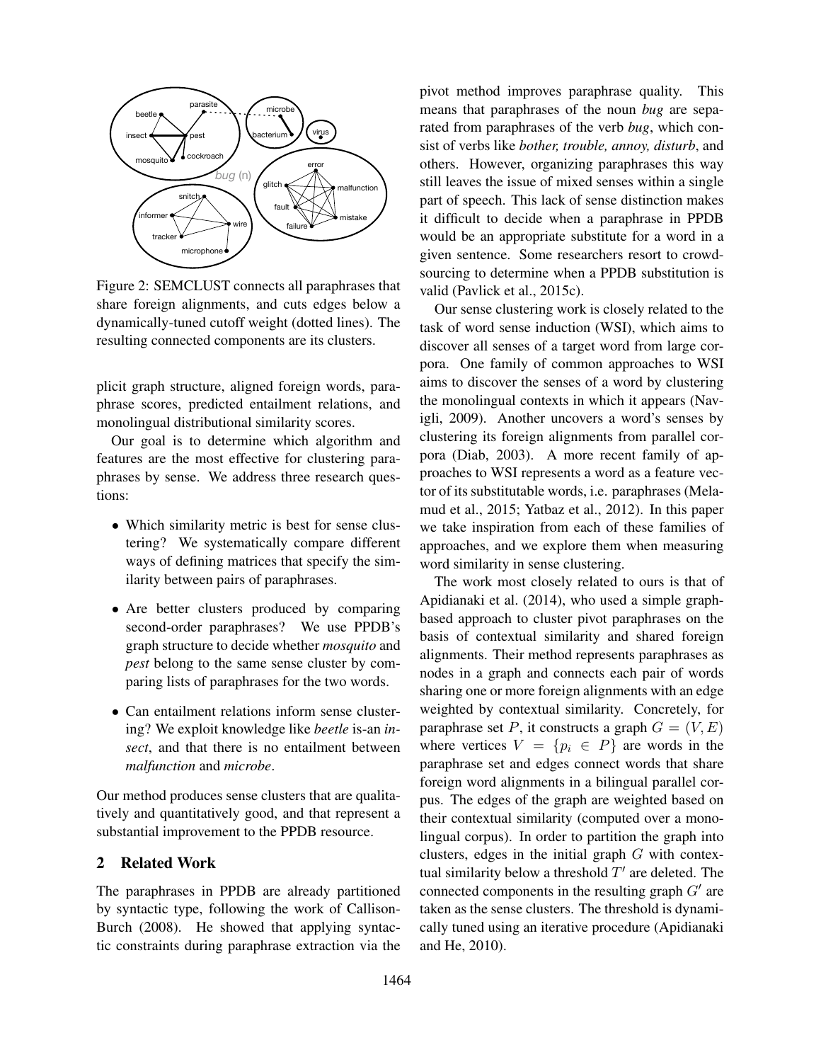Figure 2: SEMCLUST connects all paraphrases that share foreign alignments, and cuts edges below a dynamically-tuned cutoff weight (dotted lines). The resulting connected components are its clusters.

plicit graph structure, aligned foreign words, paraphrase scores, predicted entailment relations, and monolingual distributional similarity scores.

Our goal is to determine which algorithm and features are the most effective for clustering paraphrases by sense. We address three research questions:

- Which similarity metric is best for sense clustering? We systematically compare different ways of defining matrices that specify the similarity between pairs of paraphrases.
- Are better clusters produced by comparing second-order paraphrases? We use PPDB's graph structure to decide whether *mosquito* and *pest* belong to the same sense cluster by comparing lists of paraphrases for the two words.
- Can entailment relations inform sense clustering? We exploit knowledge like *beetle* is-an *insect*, and that there is no entailment between *malfunction* and *microbe*.

Our method produces sense clusters that are qualitatively and quantitatively good, and that represent a substantial improvement to the PPDB resource.

## 2 Related Work

The paraphrases in PPDB are already partitioned by syntactic type, following the work of Callison-Burch (2008). He showed that applying syntactic constraints during paraphrase extraction via the pivot method improves paraphrase quality. This means that paraphrases of the noun *bug* are separated from paraphrases of the verb *bug*, which consist of verbs like *bother, trouble, annoy, disturb*, and others. However, organizing paraphrases this way still leaves the issue of mixed senses within a single part of speech. This lack of sense distinction makes it difficult to decide when a paraphrase in PPDB would be an appropriate substitute for a word in a given sentence. Some researchers resort to crowdsourcing to determine when a PPDB substitution is valid (Pavlick et al., 2015c).

Our sense clustering work is closely related to the task of word sense induction (WSI), which aims to discover all senses of a target word from large corpora. One family of common approaches to WSI aims to discover the senses of a word by clustering the monolingual contexts in which it appears (Navigli, 2009). Another uncovers a word's senses by clustering its foreign alignments from parallel corpora (Diab, 2003). A more recent family of approaches to WSI represents a word as a feature vector of its substitutable words, i.e. paraphrases (Melamud et al., 2015; Yatbaz et al., 2012). In this paper we take inspiration from each of these families of approaches, and we explore them when measuring word similarity in sense clustering.

The work most closely related to ours is that of Apidianaki et al. (2014), who used a simple graph-based approach to cluster pivot paraphrases on the basis of contextual similarity and shared foreign alignments. Their method represents paraphrases as nodes in a graph and connects each pair of words sharing one or more foreign alignments with an edge weighted by contextual similarity. Concretely, for paraphrase set $P$, it constructs a graph $G = (V, E)$ where vertices $V = \{p_i \in P\}$ are words in the paraphrase set and edges connect words that share foreign word alignments in a bilingual parallel corpus. The edges of the graph are weighted based on their contextual similarity (computed over a monolingual corpus). In order to partition the graph into clusters, edges in the initial graph $G$ with contextual similarity below a threshold $T'$ are deleted. The connected components in the resulting graph $G'$ are taken as the sense clusters. The threshold is dynamically tuned using an iterative procedure (Apidianaki and He, 2010).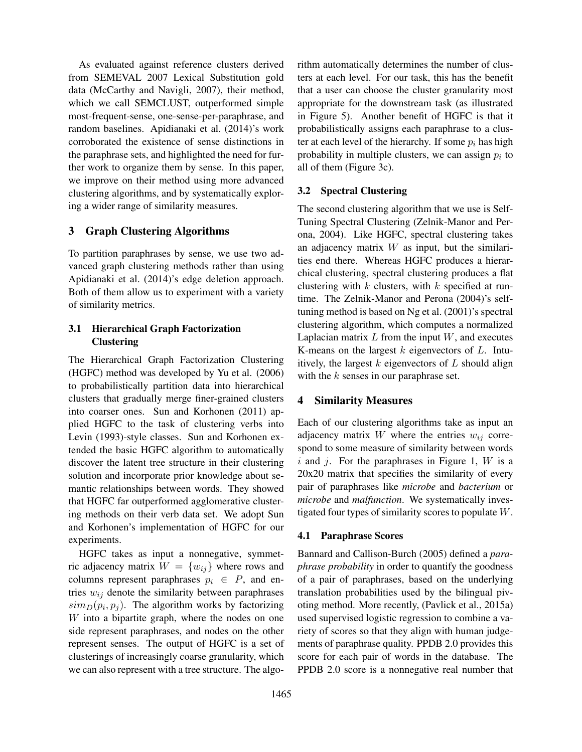As evaluated against reference clusters derived from SEMEVAL 2007 Lexical Substitution gold data (McCarthy and Navigli, 2007), their method, which we call SEMCLUST, outperformed simple most-frequent-sense, one-sense-per-paraphrase, and random baselines. Apidianaki et al. (2014)'s work corroborated the existence of sense distinctions in the paraphrase sets, and highlighted the need for further work to organize them by sense. In this paper, we improve on their method using more advanced clustering algorithms, and by systematically exploring a wider range of similarity measures.

## 3 Graph Clustering Algorithms

To partition paraphrases by sense, we use two advanced graph clustering methods rather than using Apidianaki et al. (2014)'s edge deletion approach. Both of them allow us to experiment with a variety of similarity metrics.

### 3.1 Hierarchical Graph Factorization Clustering

The Hierarchical Graph Factorization Clustering (HGFC) method was developed by Yu et al. (2006) to probabilistically partition data into hierarchical clusters that gradually merge finer-grained clusters into coarser ones. Sun and Korhonen (2011) applied HGFC to the task of clustering verbs into Levin (1993)-style classes. Sun and Korhonen extended the basic HGFC algorithm to automatically discover the latent tree structure in their clustering solution and incorporate prior knowledge about semantic relationships between words. They showed that HGFC far outperformed agglomerative clustering methods on their verb data set. We adopt Sun and Korhonen's implementation of HGFC for our experiments.

HGFC takes as input a nonnegative, symmetric adjacency matrix $W = \{w_{ij}\}$ where rows and columns represent paraphrases $p_i \in P$, and entries $w_{ij}$ denote the similarity between paraphrases $sim_D(p_i, p_j)$. The algorithm works by factorizing $W$ into a bipartite graph, where the nodes on one side represent paraphrases, and nodes on the other represent senses. The output of HGFC is a set of clusterings of increasingly coarse granularity, which we can also represent with a tree structure. The algorithm automatically determines the number of clusters at each level. For our task, this has the benefit that a user can choose the cluster granularity most appropriate for the downstream task (as illustrated in Figure 5). Another benefit of HGFC is that it probabilistically assigns each paraphrase to a cluster at each level of the hierarchy. If some $p_i$ has high probability in multiple clusters, we can assign $p_i$ to all of them (Figure 3c).

### 3.2 Spectral Clustering

The second clustering algorithm that we use is Self-Tuning Spectral Clustering (Zelnik-Manor and Perona, 2004). Like HGFC, spectral clustering takes an adjacency matrix $W$ as input, but the similarities end there. Whereas HGFC produces a hierarchical clustering, spectral clustering produces a flat clustering with $k$ clusters, with $k$ specified at runtime. The Zelnik-Manor and Perona (2004)'s self-tuning method is based on Ng et al. (2001)'s spectral clustering algorithm, which computes a normalized Laplacian matrix $L$ from the input $W$, and executes K-means on the largest $k$ eigenvectors of $L$. Intuitively, the largest $k$ eigenvectors of $L$ should align with the $k$ senses in our paraphrase set.

## 4 Similarity Measures

Each of our clustering algorithms take as input an adjacency matrix $W$ where the entries $w_{ij}$ correspond to some measure of similarity between words $i$ and $j$. For the paraphrases in Figure 1, $W$ is a 20x20 matrix that specifies the similarity of every pair of paraphrases like *microbe* and *bacterium* or *microbe* and *malfunction*. We systematically investigated four types of similarity scores to populate $W$.

### 4.1 Paraphrase Scores

Bannard and Callison-Burch (2005) defined a *paraphrase probability* in order to quantify the goodness of a pair of paraphrases, based on the underlying translation probabilities used by the bilingual pivoting method. More recently, (Pavlick et al., 2015a) used supervised logistic regression to combine a variety of scores so that they align with human judgements of paraphrase quality. PPDB 2.0 provides this score for each pair of words in the database. The PPDB 2.0 score is a nonnegative real number that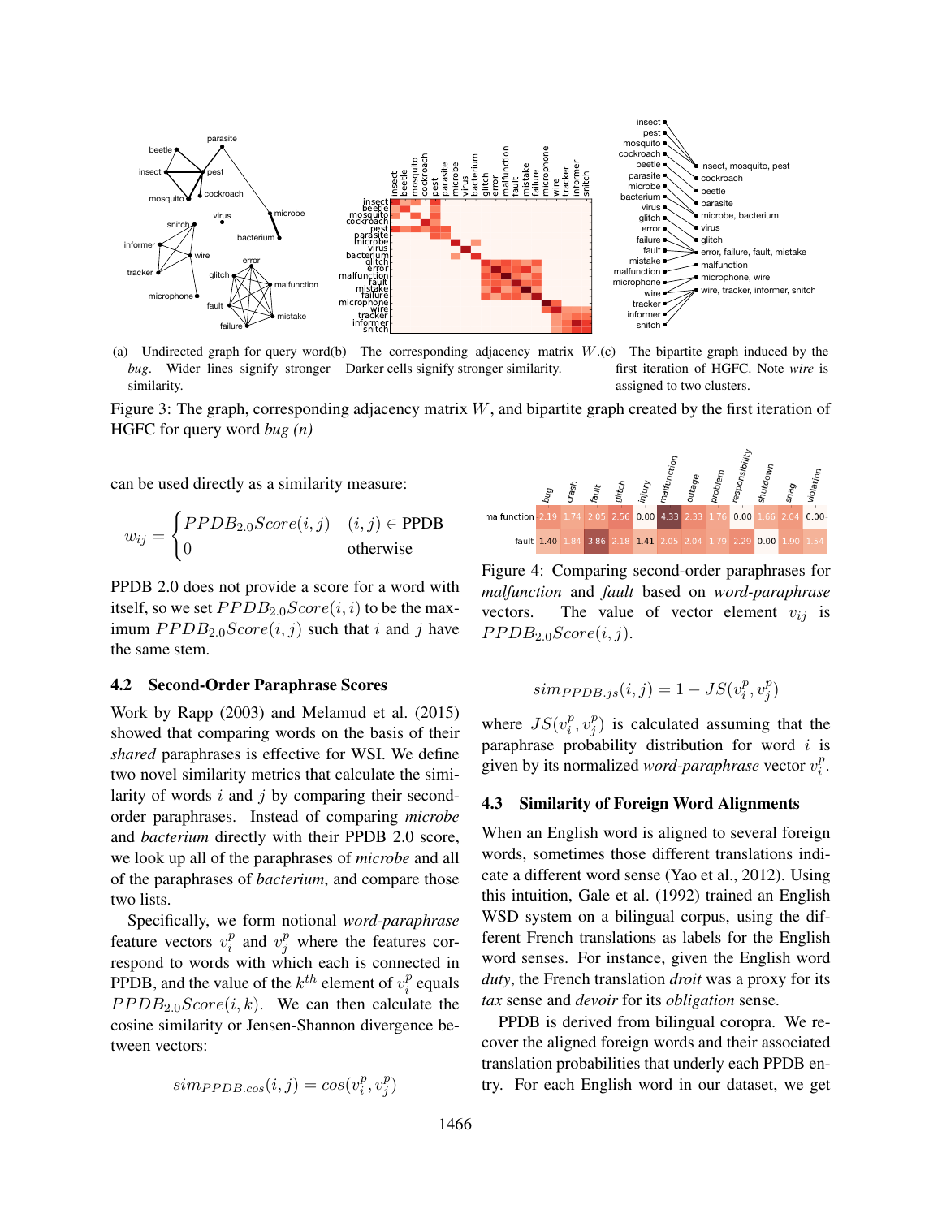(a) Undirected graph for query word *bug*. Wider lines signify stronger similarity.

(b) The corresponding adjacency matrix $W$. Darker cells signify stronger similarity.

(c) The bipartite graph induced by the first iteration of HGFC. Note *wire* is assigned to two clusters.

Figure 3: The graph, corresponding adjacency matrix $W$, and bipartite graph created by the first iteration of HGFC for query word *bug (n)*

can be used directly as a similarity measure:

$$w_{ij} = \begin{cases} PPDB_{2.0}Score(i,j) & (i,j) \in \text{PPDB} \\ 0 & \text{otherwise} \end{cases}$$

PPDB 2.0 does not provide a score for a word with itself, so we set $PPDB_{2.0}Score(i,i)$ to be the maximum $PPDB_{2.0}Score(i,j)$ such that $i$ and $j$ have the same stem.

### 4.2 Second-Order Paraphrase Scores

Work by Rapp (2003) and Melamud et al. (2015) showed that comparing words on the basis of their *shared* paraphrases is effective for WSI. We define two novel similarity metrics that calculate the similarity of words $i$ and $j$ by comparing their second-order paraphrases. Instead of comparing *microbe* and *bacterium* directly with their PPDB 2.0 score, we look up all of the paraphrases of *microbe* and all of the paraphrases of *bacterium*, and compare those two lists.

Specifically, we form notional *word-paraphrase* feature vectors $v_i^p$ and $v_j^p$ where the features correspond to words with which each is connected in PPDB, and the value of the $k^{th}$ element of $v_i^p$ equals $PPDB_{2.0}Score(i,k)$. We can then calculate the cosine similarity or Jensen-Shannon divergence between vectors:

$$sim_{PPDB.cos}(i,j) = cos(v_i^p, v_j^p)$$

| | bug | crash | fault | glitch | injury | malfunction | outage | problem | responsibility | shutdown | snag | violation |
|---|---|---|---|---|---|---|---|---|---|---|---|---|
| malfunction | 2.19 | 1.74 | 2.05 | 2.56 | 0.00 | 4.33 | 2.33 | 1.76 | 0.00 | 1.66 | 2.04 | 0.00 |
| fault | 1.40 | 1.84 | 3.86 | 2.18 | 1.41 | 2.05 | 2.04 | 1.79 | 2.29 | 0.00 | 1.90 | 1.54 |

Figure 4: Comparing second-order paraphrases for *malfunction* and *fault* based on *word-paraphrase* vectors. The value of vector element $v_{ij}$ is $PPDB_{2.0}Score(i,j)$.

$$sim_{PPDB.js}(i,j) = 1 - JS(v_i^p, v_j^p)$$

where $JS(v_i^p, v_j^p)$ is calculated assuming that the paraphrase probability distribution for word $i$ is given by its normalized *word-paraphrase* vector $v_i^p$.

### 4.3 Similarity of Foreign Word Alignments

When an English word is aligned to several foreign words, sometimes those different translations indicate a different word sense (Yao et al., 2012). Using this intuition, Gale et al. (1992) trained an English WSD system on a bilingual corpus, using the different French translations as labels for the English word senses. For instance, given the English word *duty*, the French translation *droit* was a proxy for its *tax* sense and *devoir* for its *obligation* sense.

PPDB is derived from bilingual coropra. We recover the aligned foreign words and their associated translation probabilities that underly each PPDB entry. For each English word in our dataset, we get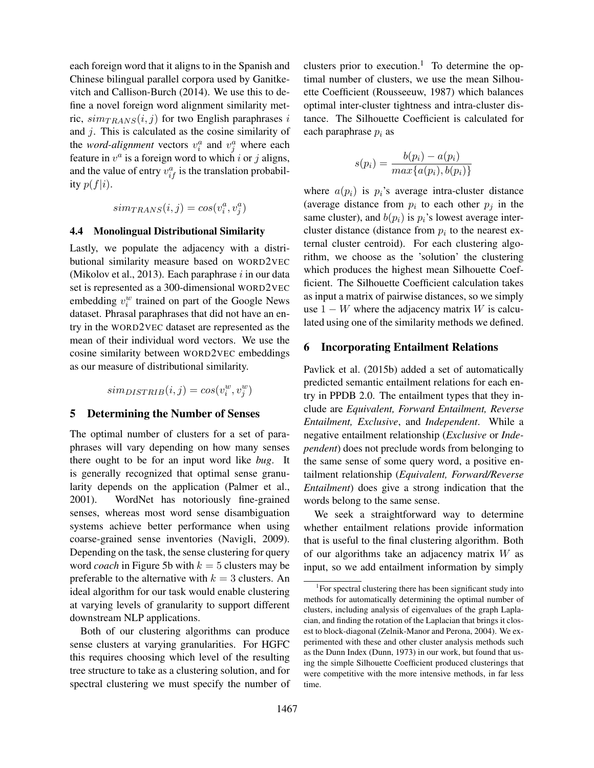each foreign word that it aligns to in the Spanish and Chinese bilingual parallel corpora used by Ganitkevitch and Callison-Burch (2014). We use this to define a novel foreign word alignment similarity metric, $sim_{TRANS}(i, j)$ for two English paraphrases $i$ and $j$. This is calculated as the cosine similarity of the *word-alignment* vectors $v_i^a$ and $v_j^a$ where each feature in $v^a$ is a foreign word to which $i$ or $j$ aligns, and the value of entry $v_{if}^a$ is the translation probability $p(f|i)$.

$$sim_{TRANS}(i, j) = cos(v_i^a, v_j^a)$$

### 4.4 Monolingual Distributional Similarity

Lastly, we populate the adjacency with a distributional similarity measure based on WORD2VEC (Mikolov et al., 2013). Each paraphrase $i$ in our data set is represented as a 300-dimensional WORD2VEC embedding $v_i^w$ trained on part of the Google News dataset. Phrasal paraphrases that did not have an entry in the WORD2VEC dataset are represented as the mean of their individual word vectors. We use the cosine similarity between WORD2VEC embeddings as our measure of distributional similarity.

$$sim_{DISTRIB}(i, j) = cos(v_i^w, v_j^w)$$

## 5 Determining the Number of Senses

The optimal number of clusters for a set of paraphrases will vary depending on how many senses there ought to be for an input word like *bug*. It is generally recognized that optimal sense granularity depends on the application (Palmer et al., 2001). WordNet has notoriously fine-grained senses, whereas most word sense disambiguation systems achieve better performance when using coarse-grained sense inventories (Navigli, 2009). Depending on the task, the sense clustering for query word *coach* in Figure 5b with $k = 5$ clusters may be preferable to the alternative with $k = 3$ clusters. An ideal algorithm for our task would enable clustering at varying levels of granularity to support different downstream NLP applications.

Both of our clustering algorithms can produce sense clusters at varying granularities. For HGFC this requires choosing which level of the resulting tree structure to take as a clustering solution, and for spectral clustering we must specify the number of clusters prior to execution.[1] To determine the optimal number of clusters, we use the mean Silhouette Coefficient (Rousseeuw, 1987) which balances optimal inter-cluster tightness and intra-cluster distance. The Silhouette Coefficient is calculated for each paraphrase $p_i$ as

$$s(p_i) = \frac{b(p_i) - a(p_i)}{max\{a(p_i), b(p_i)\}}$$

where $a(p_i)$ is $p_i$'s average intra-cluster distance (average distance from $p_i$ to each other $p_j$ in the same cluster), and $b(p_i)$ is $p_i$'s lowest average inter-cluster distance (distance from $p_i$ to the nearest external cluster centroid). For each clustering algorithm, we choose as the 'solution' the clustering which produces the highest mean Silhouette Coefficient. The Silhouette Coefficient calculation takes as input a matrix of pairwise distances, so we simply use $1 - W$ where the adjacency matrix $W$ is calculated using one of the similarity methods we defined.

## 6 Incorporating Entailment Relations

Pavlick et al. (2015b) added a set of automatically predicted semantic entailment relations for each entry in PPDB 2.0. The entailment types that they include are *Equivalent, Forward Entailment, Reverse Entailment, Exclusive*, and *Independent*. While a negative entailment relationship (*Exclusive* or *Independent*) does not preclude words from belonging to the same sense of some query word, a positive entailment relationship (*Equivalent, Forward/Reverse Entailment*) does give a strong indication that the words belong to the same sense.

We seek a straightforward way to determine whether entailment relations provide information that is useful to the final clustering algorithm. Both of our algorithms take an adjacency matrix $W$ as input, so we add entailment information by simply

[1] For spectral clustering there has been significant study into methods for automatically determining the optimal number of clusters, including analysis of eigenvalues of the graph Laplacian, and finding the rotation of the Laplacian that brings it closest to block-diagonal (Zelnik-Manor and Perona, 2004). We experimented with these and other cluster analysis methods such as the Dunn Index (Dunn, 1973) in our work, but found that using the simple Silhouette Coefficient produced clusterings that were competitive with the more intensive methods, in far less time.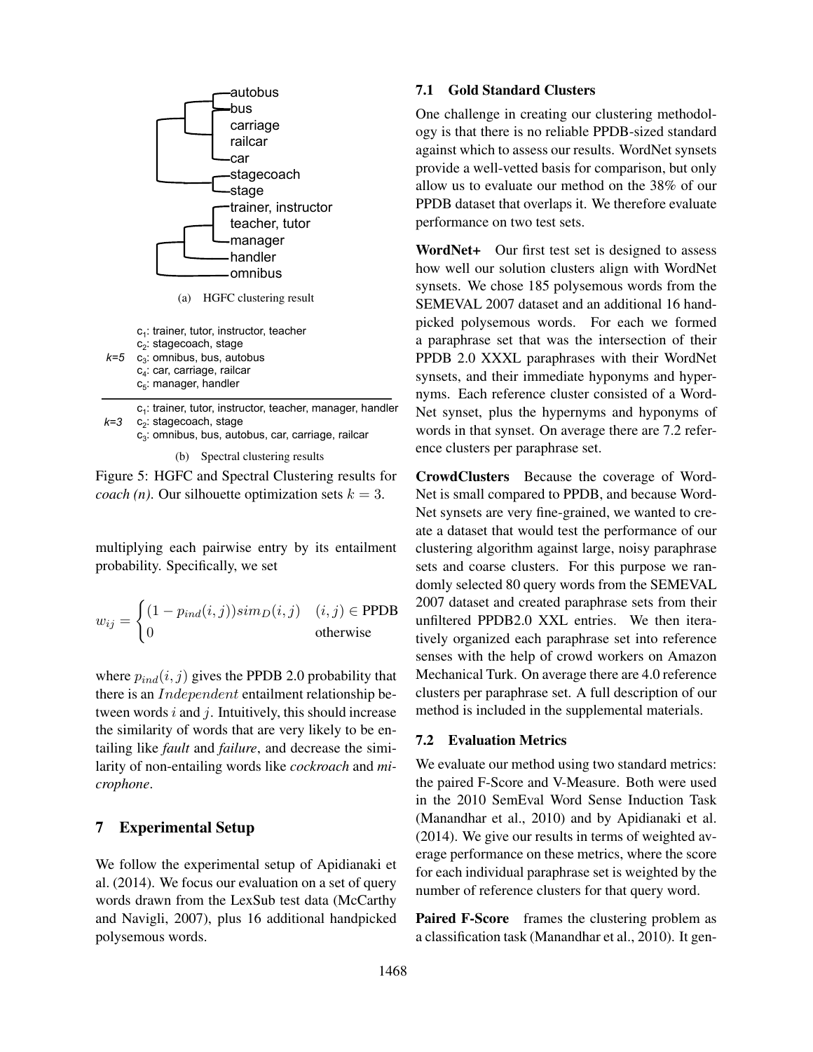autobus
bus
carriage
railcar
car
stagecoach
stage
trainer, instructor
teacher, tutor
manager
handler
omnibus

(a) HGFC clustering result

*k=5*
$c_1$: trainer, tutor, instructor, teacher
$c_2$: stagecoach, stage
$c_3$: omnibus, bus, autobus
$c_4$: car, carriage, railcar
$c_5$: manager, handler

*k=3*
$c_1$: trainer, tutor, instructor, teacher, manager, handler
$c_2$: stagecoach, stage
$c_3$: omnibus, bus, autobus, car, carriage, railcar

(b) Spectral clustering results

Figure 5: HGFC and Spectral Clustering results for *coach (n)*. Our silhouette optimization sets $k = 3$.

multiplying each pairwise entry by its entailment probability. Specifically, we set

$$w_{ij} = \begin{cases} (1 - p_{ind}(i,j)) sim_D(i,j) & (i,j) \in \text{PPDB} \\ 0 & \text{otherwise} \end{cases}$$

where $p_{ind}(i,j)$ gives the PPDB 2.0 probability that there is an $Independent$ entailment relationship between words $i$ and $j$. Intuitively, this should increase the similarity of words that are very likely to be entailing like *fault* and *failure*, and decrease the similarity of non-entailing words like *cockroach* and *microphone*.

## 7 Experimental Setup

We follow the experimental setup of Apidianaki et al. (2014). We focus our evaluation on a set of query words drawn from the LexSub test data (McCarthy and Navigli, 2007), plus 16 additional handpicked polysemous words.

### 7.1 Gold Standard Clusters

One challenge in creating our clustering methodology is that there is no reliable PPDB-sized standard against which to assess our results. WordNet synsets provide a well-vetted basis for comparison, but only allow us to evaluate our method on the 38% of our PPDB dataset that overlaps it. We therefore evaluate performance on two test sets.

**WordNet+** Our first test set is designed to assess how well our solution clusters align with WordNet synsets. We chose 185 polysemous words from the SEMEVAL 2007 dataset and an additional 16 handpicked polysemous words. For each we formed a paraphrase set that was the intersection of their PPDB 2.0 XXXL paraphrases with their WordNet synsets, and their immediate hyponyms and hypernyms. Each reference cluster consisted of a WordNet synset, plus the hypernyms and hyponyms of words in that synset. On average there are 7.2 reference clusters per paraphrase set.

**CrowdClusters** Because the coverage of WordNet is small compared to PPDB, and because WordNet synsets are very fine-grained, we wanted to create a dataset that would test the performance of our clustering algorithm against large, noisy paraphrase sets and coarse clusters. For this purpose we randomly selected 80 query words from the SEMEVAL 2007 dataset and created paraphrase sets from their unfiltered PPDB2.0 XXL entries. We then iteratively organized each paraphrase set into reference senses with the help of crowd workers on Amazon Mechanical Turk. On average there are 4.0 reference clusters per paraphrase set. A full description of our method is included in the supplemental materials.

### 7.2 Evaluation Metrics

We evaluate our method using two standard metrics: the paired F-Score and V-Measure. Both were used in the 2010 SemEval Word Sense Induction Task (Manandhar et al., 2010) and by Apidianaki et al. (2014). We give our results in terms of weighted average performance on these metrics, where the score for each individual paraphrase set is weighted by the number of reference clusters for that query word.

**Paired F-Score** frames the clustering problem as a classification task (Manandhar et al., 2010). It gen-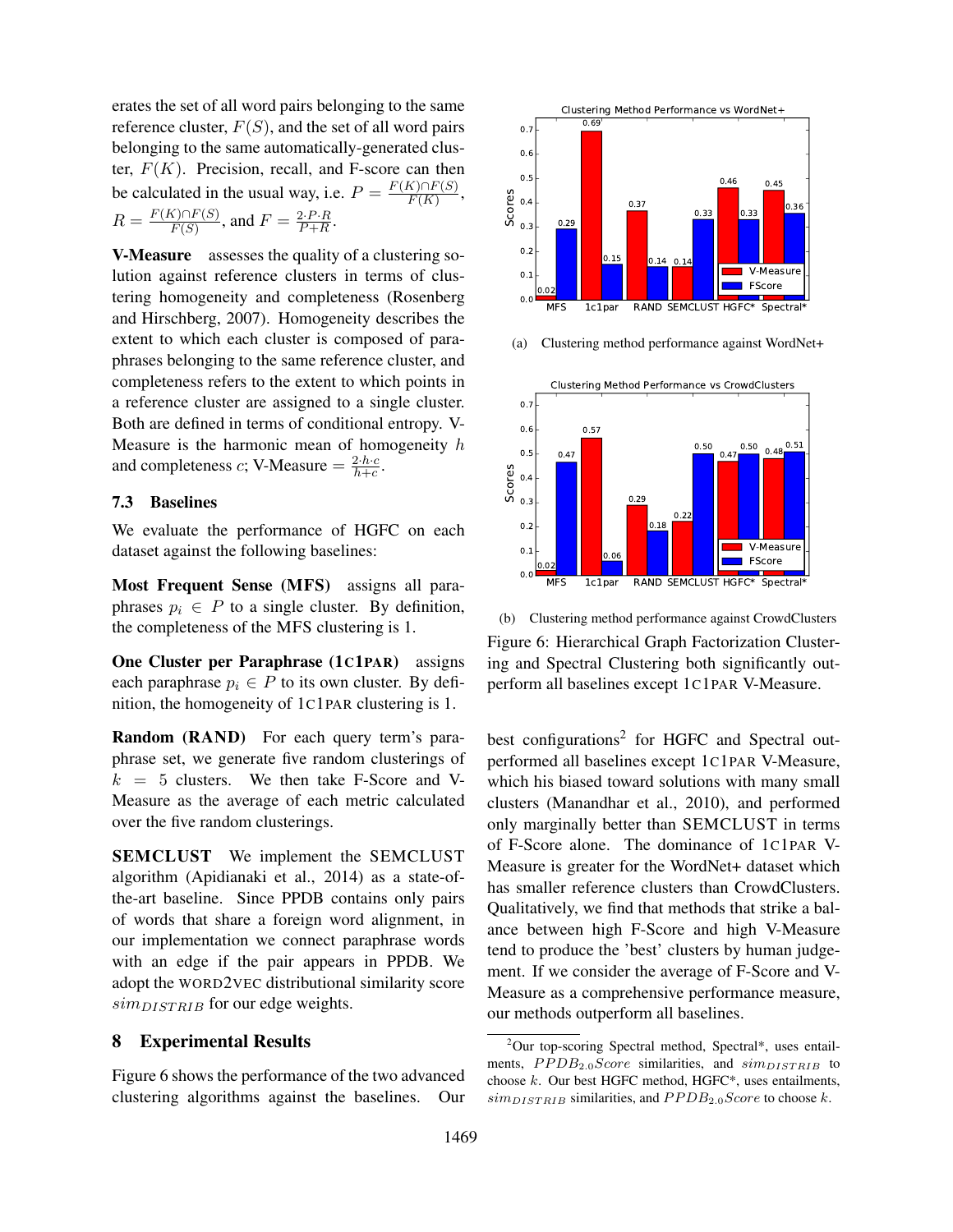erates the set of all word pairs belonging to the same reference cluster, $F(S)$, and the set of all word pairs belonging to the same automatically-generated cluster, $F(K)$. Precision, recall, and F-score can then be calculated in the usual way, i.e. $P = \frac{F(K) \cap F(S)}{F(K)}$, $R = \frac{F(K) \cap F(S)}{F(S)}$, and $F = \frac{2 \cdot P \cdot R}{P+R}$.

**V-Measure** assesses the quality of a clustering solution against reference clusters in terms of clustering homogeneity and completeness (Rosenberg and Hirschberg, 2007). Homogeneity describes the extent to which each cluster is composed of paraphrases belonging to the same reference cluster, and completeness refers to the extent to which points in a reference cluster are assigned to a single cluster. Both are defined in terms of conditional entropy. V-Measure is the harmonic mean of homogeneity $h$ and completeness $c$; V-Measure $= \frac{2 \cdot h \cdot c}{h+c}$.

### 7.3 Baselines

We evaluate the performance of HGFC on each dataset against the following baselines:

**Most Frequent Sense (MFS)** assigns all paraphrases $p_i \in P$ to a single cluster. By definition, the completeness of the MFS clustering is 1.

**One Cluster per Paraphrase (1C1PAR)** assigns each paraphrase $p_i \in P$ to its own cluster. By definition, the homogeneity of 1C1PAR clustering is 1.

**Random (RAND)** For each query term's paraphrase set, we generate five random clusterings of $k = 5$ clusters. We then take F-Score and V-Measure as the average of each metric calculated over the five random clusterings.

**SEMCLUST** We implement the SEMCLUST algorithm (Apidianaki et al., 2014) as a state-of-the-art baseline. Since PPDB contains only pairs of words that share a foreign word alignment, in our implementation we connect paraphrase words with an edge if the pair appears in PPDB. We adopt the WORD2VEC distributional similarity score $sim_{DISTRIB}$ for our edge weights.

## 8 Experimental Results

Figure 6 shows the performance of the two advanced clustering algorithms against the baselines. Our best configurations[2] for HGFC and Spectral outperformed all baselines except 1C1PAR V-Measure, which his biased toward solutions with many small clusters (Manandhar et al., 2010), and performed only marginally better than SEMCLUST in terms of F-Score alone. The dominance of 1C1PAR V-Measure is greater for the WordNet+ dataset which has smaller reference clusters than CrowdClusters. Qualitatively, we find that methods that strike a balance between high F-Score and high V-Measure tend to produce the 'best' clusters by human judgement. If we consider the average of F-Score and V-Measure as a comprehensive performance measure, our methods outperform all baselines.

(a) Clustering method performance against WordNet+

(b) Clustering method performance against CrowdClusters

Figure 6: Hierarchical Graph Factorization Clustering and Spectral Clustering both significantly outperform all baselines except 1C1PAR V-Measure.

[2] Our top-scoring Spectral method, Spectral*, uses entailments, $PPDB_{2.0}Score$ similarities, and $sim_{DISTRIB}$ to choose $k$. Our best HGFC method, HGFC*, uses entailments, $sim_{DISTRIB}$ similarities, and $PPDB_{2.0}Score$ to choose $k$.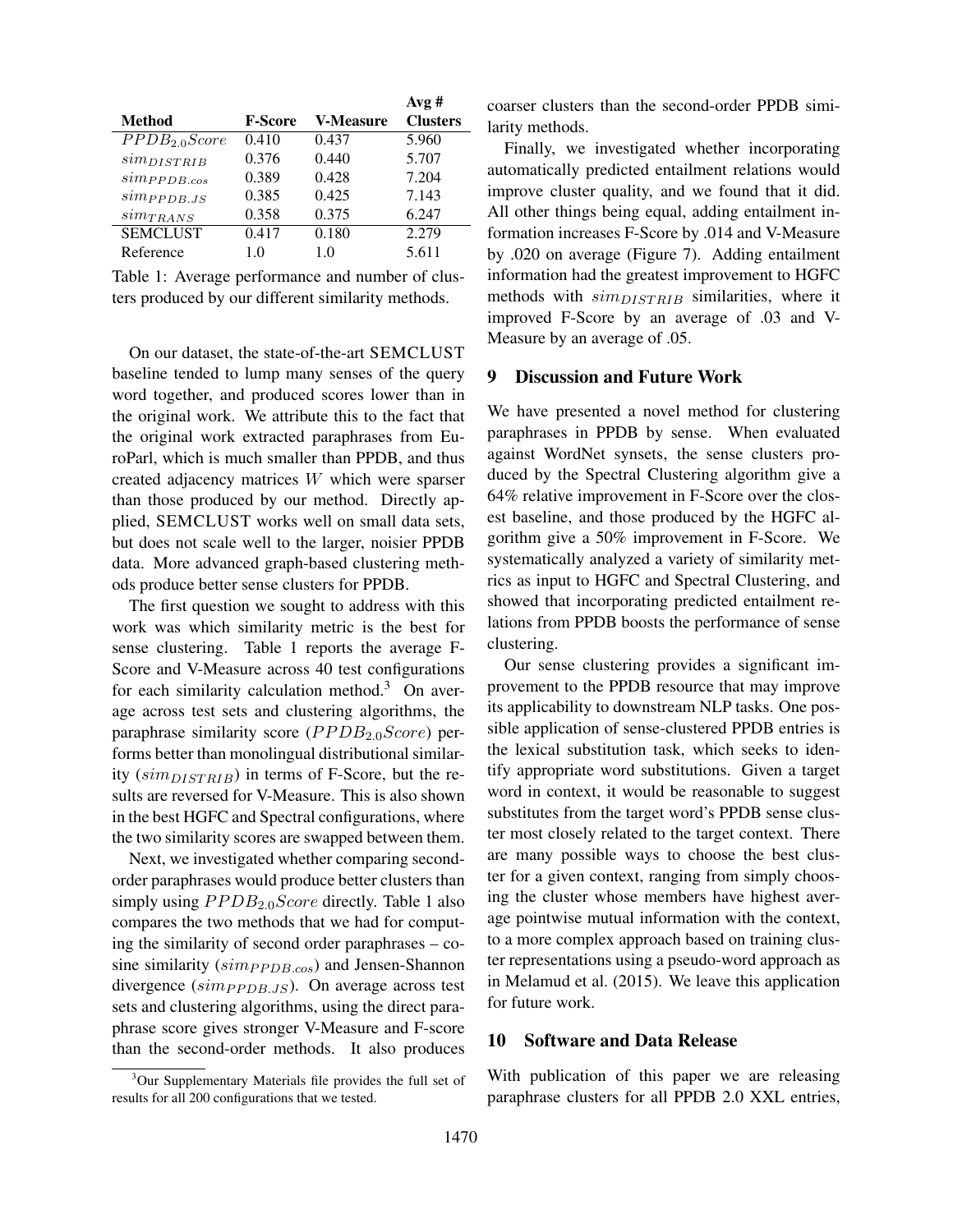| Method | F-Score | V-Measure | Avg # Clusters |
|---|---|---|---|
| $PPDB_{2.0}Score$ | 0.410 | 0.437 | 5.960 |
| $sim_{DISTRIB}$ | 0.376 | 0.440 | 5.707 |
| $sim_{PPDB.cos}$ | 0.389 | 0.428 | 7.204 |
| $sim_{PPDB.JS}$ | 0.385 | 0.425 | 7.143 |
| $sim_{TRANS}$ | 0.358 | 0.375 | 6.247 |
| SEMCLUST | 0.417 | 0.180 | 2.279 |
| Reference | 1.0 | 1.0 | 5.611 |

Table 1: Average performance and number of clusters produced by our different similarity methods.

On our dataset, the state-of-the-art SEMCLUST baseline tended to lump many senses of the query word together, and produced scores lower than in the original work. We attribute this to the fact that the original work extracted paraphrases from EuroParl, which is much smaller than PPDB, and thus created adjacency matrices $W$ which were sparser than those produced by our method. Directly applied, SEMCLUST works well on small data sets, but does not scale well to the larger, noisier PPDB data. More advanced graph-based clustering methods produce better sense clusters for PPDB.

The first question we sought to address with this work was which similarity metric is the best for sense clustering. Table 1 reports the average F-Score and V-Measure across 40 test configurations for each similarity calculation method.[3] On average across test sets and clustering algorithms, the paraphrase similarity score ($PPDB_{2.0}Score$) performs better than monolingual distributional similarity ($sim_{DISTRIB}$) in terms of F-Score, but the results are reversed for V-Measure. This is also shown in the best HGFC and Spectral configurations, where the two similarity scores are swapped between them.

Next, we investigated whether comparing second-order paraphrases would produce better clusters than simply using $PPDB_{2.0}Score$ directly. Table 1 also compares the two methods that we had for computing the similarity of second order paraphrases – cosine similarity ($sim_{PPDB.cos}$) and Jensen-Shannon divergence ($sim_{PPDB.JS}$). On average across test sets and clustering algorithms, using the direct paraphrase score gives stronger V-Measure and F-score than the second-order methods. It also produces coarser clusters than the second-order PPDB similarity methods.

Finally, we investigated whether incorporating automatically predicted entailment relations would improve cluster quality, and we found that it did. All other things being equal, adding entailment information increases F-Score by .014 and V-Measure by .020 on average (Figure 7). Adding entailment information had the greatest improvement to HGFC methods with $sim_{DISTRIB}$ similarities, where it improved F-Score by an average of .03 and V-Measure by an average of .05.

[3] Our Supplementary Materials file provides the full set of results for all 200 configurations that we tested.

## 9 Discussion and Future Work

We have presented a novel method for clustering paraphrases in PPDB by sense. When evaluated against WordNet synsets, the sense clusters produced by the Spectral Clustering algorithm give a 64% relative improvement in F-Score over the closest baseline, and those produced by the HGFC algorithm give a 50% improvement in F-Score. We systematically analyzed a variety of similarity metrics as input to HGFC and Spectral Clustering, and showed that incorporating predicted entailment relations from PPDB boosts the performance of sense clustering.

Our sense clustering provides a significant improvement to the PPDB resource that may improve its applicability to downstream NLP tasks. One possible application of sense-clustered PPDB entries is the lexical substitution task, which seeks to identify appropriate word substitutions. Given a target word in context, it would be reasonable to suggest substitutes from the target word's PPDB sense cluster most closely related to the target context. There are many possible ways to choose the best cluster for a given context, ranging from simply choosing the cluster whose members have highest average pointwise mutual information with the context, to a more complex approach based on training cluster representations using a pseudo-word approach as in Melamud et al. (2015). We leave this application for future work.

## 10 Software and Data Release

With publication of this paper we are releasing paraphrase clusters for all PPDB 2.0 XXL entries,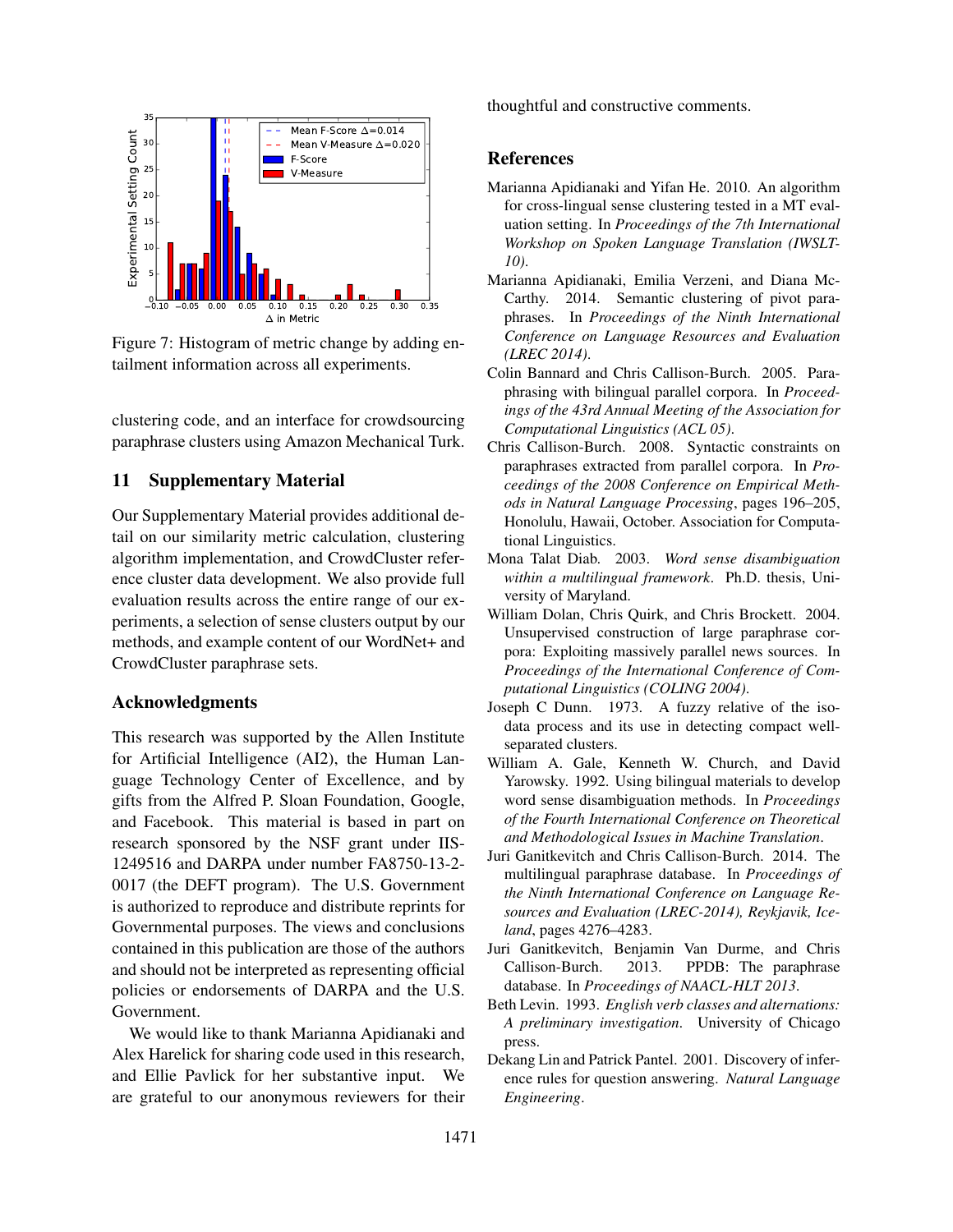Figure 7: Histogram of metric change by adding entailment information across all experiments.

clustering code, and an interface for crowdsourcing paraphrase clusters using Amazon Mechanical Turk.

## 11 Supplementary Material

Our Supplementary Material provides additional detail on our similarity metric calculation, clustering algorithm implementation, and CrowdCluster reference cluster data development. We also provide full evaluation results across the entire range of our experiments, a selection of sense clusters output by our methods, and example content of our WordNet+ and CrowdCluster paraphrase sets.

## Acknowledgments

This research was supported by the Allen Institute for Artificial Intelligence (AI2), the Human Language Technology Center of Excellence, and by gifts from the Alfred P. Sloan Foundation, Google, and Facebook. This material is based in part on research sponsored by the NSF grant under IIS-1249516 and DARPA under number FA8750-13-2-0017 (the DEFT program). The U.S. Government is authorized to reproduce and distribute reprints for Governmental purposes. The views and conclusions contained in this publication are those of the authors and should not be interpreted as representing official policies or endorsements of DARPA and the U.S. Government.

We would like to thank Marianna Apidianaki and Alex Harelick for sharing code used in this research, and Ellie Pavlick for her substantive input. We are grateful to our anonymous reviewers for their thoughtful and constructive comments.

## References

Marianna Apidianaki and Yifan He. 2010. An algorithm for cross-lingual sense clustering tested in a MT evaluation setting. In *Proceedings of the 7th International Workshop on Spoken Language Translation (IWSLT-10)*.

Marianna Apidianaki, Emilia Verzeni, and Diana McCarthy. 2014. Semantic clustering of pivot paraphrases. In *Proceedings of the Ninth International Conference on Language Resources and Evaluation (LREC 2014)*.

Colin Bannard and Chris Callison-Burch. 2005. Paraphrasing with bilingual parallel corpora. In *Proceedings of the 43rd Annual Meeting of the Association for Computational Linguistics (ACL 05)*.

Chris Callison-Burch. 2008. Syntactic constraints on paraphrases extracted from parallel corpora. In *Proceedings of the 2008 Conference on Empirical Methods in Natural Language Processing*, pages 196–205, Honolulu, Hawaii, October. Association for Computational Linguistics.

Mona Talat Diab. 2003. *Word sense disambiguation within a multilingual framework*. Ph.D. thesis, University of Maryland.

William Dolan, Chris Quirk, and Chris Brockett. 2004. Unsupervised construction of large paraphrase corpora: Exploiting massively parallel news sources. In *Proceedings of the International Conference of Computational Linguistics (COLING 2004)*.

Joseph C Dunn. 1973. A fuzzy relative of the isodata process and its use in detecting compact well-separated clusters.

William A. Gale, Kenneth W. Church, and David Yarowsky. 1992. Using bilingual materials to develop word sense disambiguation methods. In *Proceedings of the Fourth International Conference on Theoretical and Methodological Issues in Machine Translation*.

Juri Ganitkevitch and Chris Callison-Burch. 2014. The multilingual paraphrase database. In *Proceedings of the Ninth International Conference on Language Resources and Evaluation (LREC-2014), Reykjavik, Iceland*, pages 4276–4283.

Juri Ganitkevitch, Benjamin Van Durme, and Chris Callison-Burch. 2013. PPDB: The paraphrase database. In *Proceedings of NAACL-HLT 2013*.

Beth Levin. 1993. *English verb classes and alternations: A preliminary investigation*. University of Chicago press.

Dekang Lin and Patrick Pantel. 2001. Discovery of inference rules for question answering. *Natural Language Engineering*.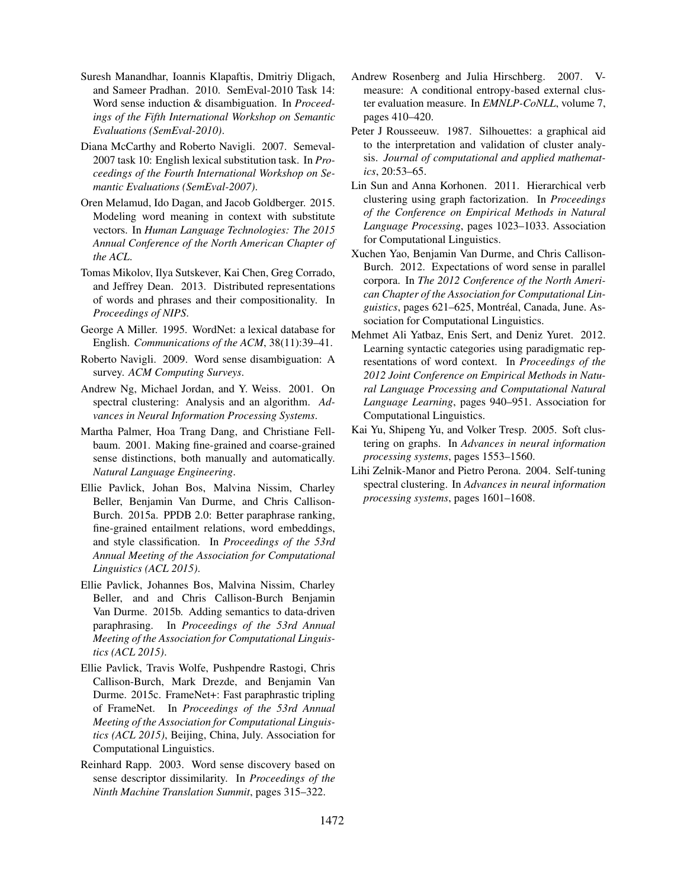Suresh Manandhar, Ioannis Klapaftis, Dmitriy Dligach, and Sameer Pradhan. 2010. SemEval-2010 Task 14: Word sense induction & disambiguation. In *Proceedings of the Fifth International Workshop on Semantic Evaluations (SemEval-2010)*.

Diana McCarthy and Roberto Navigli. 2007. Semeval-2007 task 10: English lexical substitution task. In *Proceedings of the Fourth International Workshop on Semantic Evaluations (SemEval-2007)*.

Oren Melamud, Ido Dagan, and Jacob Goldberger. 2015. Modeling word meaning in context with substitute vectors. In *Human Language Technologies: The 2015 Annual Conference of the North American Chapter of the ACL*.

Tomas Mikolov, Ilya Sutskever, Kai Chen, Greg Corrado, and Jeffrey Dean. 2013. Distributed representations of words and phrases and their compositionality. In *Proceedings of NIPS*.

George A Miller. 1995. WordNet: a lexical database for English. *Communications of the ACM*, 38(11):39–41.

Roberto Navigli. 2009. Word sense disambiguation: A survey. *ACM Computing Surveys*.

Andrew Ng, Michael Jordan, and Y. Weiss. 2001. On spectral clustering: Analysis and an algorithm. *Advances in Neural Information Processing Systems*.

Martha Palmer, Hoa Trang Dang, and Christiane Fellbaum. 2001. Making fine-grained and coarse-grained sense distinctions, both manually and automatically. *Natural Language Engineering*.

Ellie Pavlick, Johan Bos, Malvina Nissim, Charley Beller, Benjamin Van Durme, and Chris Callison-Burch. 2015a. PPDB 2.0: Better paraphrase ranking, fine-grained entailment relations, word embeddings, and style classification. In *Proceedings of the 53rd Annual Meeting of the Association for Computational Linguistics (ACL 2015)*.

Ellie Pavlick, Johannes Bos, Malvina Nissim, Charley Beller, and and Chris Callison-Burch Benjamin Van Durme. 2015b. Adding semantics to data-driven paraphrasing. In *Proceedings of the 53rd Annual Meeting of the Association for Computational Linguistics (ACL 2015)*.

Ellie Pavlick, Travis Wolfe, Pushpendre Rastogi, Chris Callison-Burch, Mark Drezde, and Benjamin Van Durme. 2015c. FrameNet+: Fast paraphrastic tripling of FrameNet. In *Proceedings of the 53rd Annual Meeting of the Association for Computational Linguistics (ACL 2015)*, Beijing, China, July. Association for Computational Linguistics.

Reinhard Rapp. 2003. Word sense discovery based on sense descriptor dissimilarity. In *Proceedings of the Ninth Machine Translation Summit*, pages 315–322.

Andrew Rosenberg and Julia Hirschberg. 2007. V-measure: A conditional entropy-based external cluster evaluation measure. In *EMNLP-CoNLL*, volume 7, pages 410–420.

Peter J Rousseeuw. 1987. Silhouettes: a graphical aid to the interpretation and validation of cluster analysis. *Journal of computational and applied mathematics*, 20:53–65.

Lin Sun and Anna Korhonen. 2011. Hierarchical verb clustering using graph factorization. In *Proceedings of the Conference on Empirical Methods in Natural Language Processing*, pages 1023–1033. Association for Computational Linguistics.

Xuchen Yao, Benjamin Van Durme, and Chris Callison-Burch. 2012. Expectations of word sense in parallel corpora. In *The 2012 Conference of the North American Chapter of the Association for Computational Linguistics*, pages 621–625, Montréal, Canada, June. Association for Computational Linguistics.

Mehmet Ali Yatbaz, Enis Sert, and Deniz Yuret. 2012. Learning syntactic categories using paradigmatic representations of word context. In *Proceedings of the 2012 Joint Conference on Empirical Methods in Natural Language Processing and Computational Natural Language Learning*, pages 940–951. Association for Computational Linguistics.

Kai Yu, Shipeng Yu, and Volker Tresp. 2005. Soft clustering on graphs. In *Advances in neural information processing systems*, pages 1553–1560.

Lihi Zelnik-Manor and Pietro Perona. 2004. Self-tuning spectral clustering. In *Advances in neural information processing systems*, pages 1601–1608.